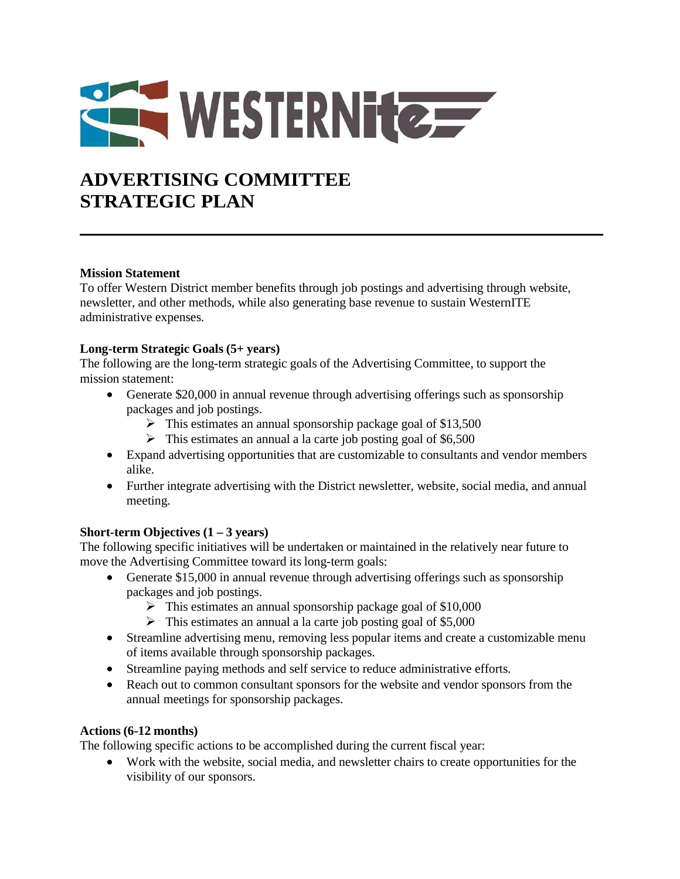# ADVERTISING COMMITTEE STRATEGIC PLAN

---

**Mission Statement**

To offer Western District member benefits through job postings and advertising through website, newsletter, and other methods, while also generating base revenue to sustain WesternITE administrative expenses.

**Long-term Strategic Goals (5+ years)**

The following are the long-term strategic goals of the Advertising Committee, to support the mission statement:

- Generate $20,000 in annual revenue through advertising offerings such as sponsorship packages and job postings.
  - This estimates an annual sponsorship package goal of $13,500
  - This estimates an annual a la carte job posting goal of $6,500
- Expand advertising opportunities that are customizable to consultants and vendor members alike.
- Further integrate advertising with the District newsletter, website, social media, and annual meeting.

**Short-term Objectives (1 – 3 years)**

The following specific initiatives will be undertaken or maintained in the relatively near future to move the Advertising Committee toward its long-term goals:

- Generate $15,000 in annual revenue through advertising offerings such as sponsorship packages and job postings.
  - This estimates an annual sponsorship package goal of $10,000
  - This estimates an annual a la carte job posting goal of $5,000
- Streamline advertising menu, removing less popular items and create a customizable menu of items available through sponsorship packages.
- Streamline paying methods and self service to reduce administrative efforts.
- Reach out to common consultant sponsors for the website and vendor sponsors from the annual meetings for sponsorship packages.

**Actions (6-12 months)**

The following specific actions to be accomplished during the current fiscal year:

- Work with the website, social media, and newsletter chairs to create opportunities for the visibility of our sponsors.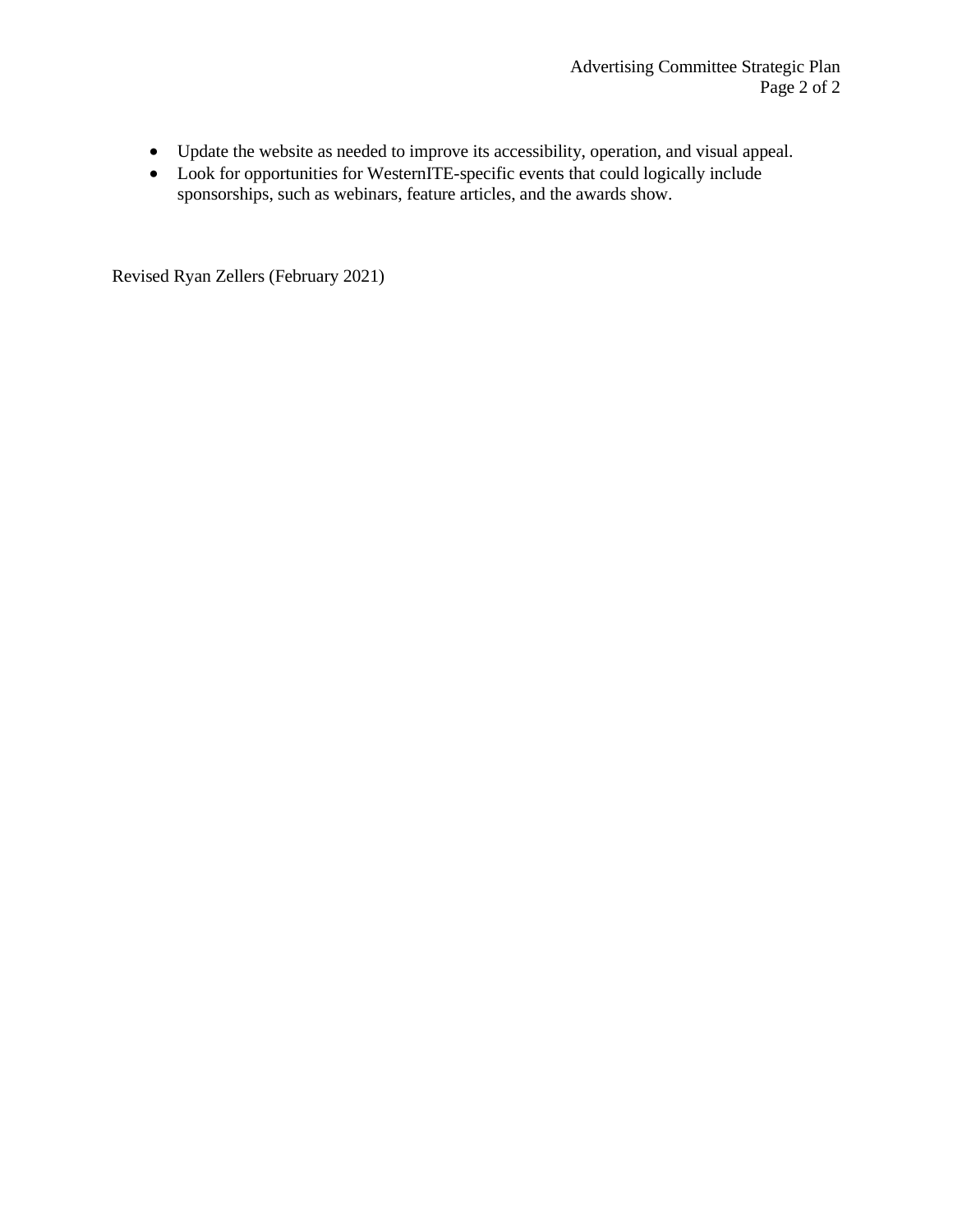- Update the website as needed to improve its accessibility, operation, and visual appeal.
- Look for opportunities for WesternITE-specific events that could logically include sponsorships, such as webinars, feature articles, and the awards show.

Revised Ryan Zellers (February 2021)